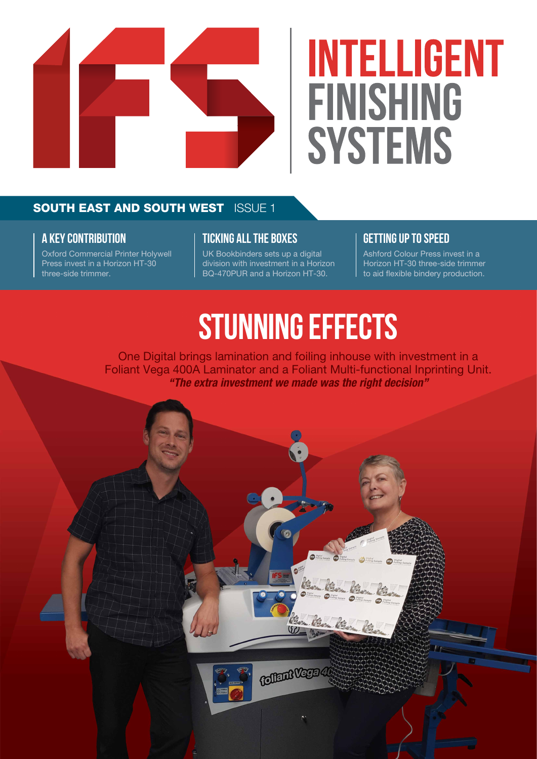# INTELLIGENT FINISHING SYSTEMS

**SOUTH EAST AND SOUTH WEST** ISSUE 1

### A KEY CONTRIBUTION

Oxford Commercial Printer Holywell Press invest in a Horizon HT-30 three-side trimmer.

### TICKING ALL THE BOXES

UK Bookbinders sets up a digital division with investment in a Horizon BQ-470PUR and a Horizon HT-30.

### GETTING UP TO SPEED

Ashford Colour Press invest in a Horizon HT-30 three-side trimmer to aid flexible bindery production.

## STUNNING EFFECTS

One Digital brings lamination and foiling inhouse with investment in a Foliant Vega 400A Laminator and a Foliant Multi-functional Inprinting Unit.

***"The extra investment we made was the right decision"***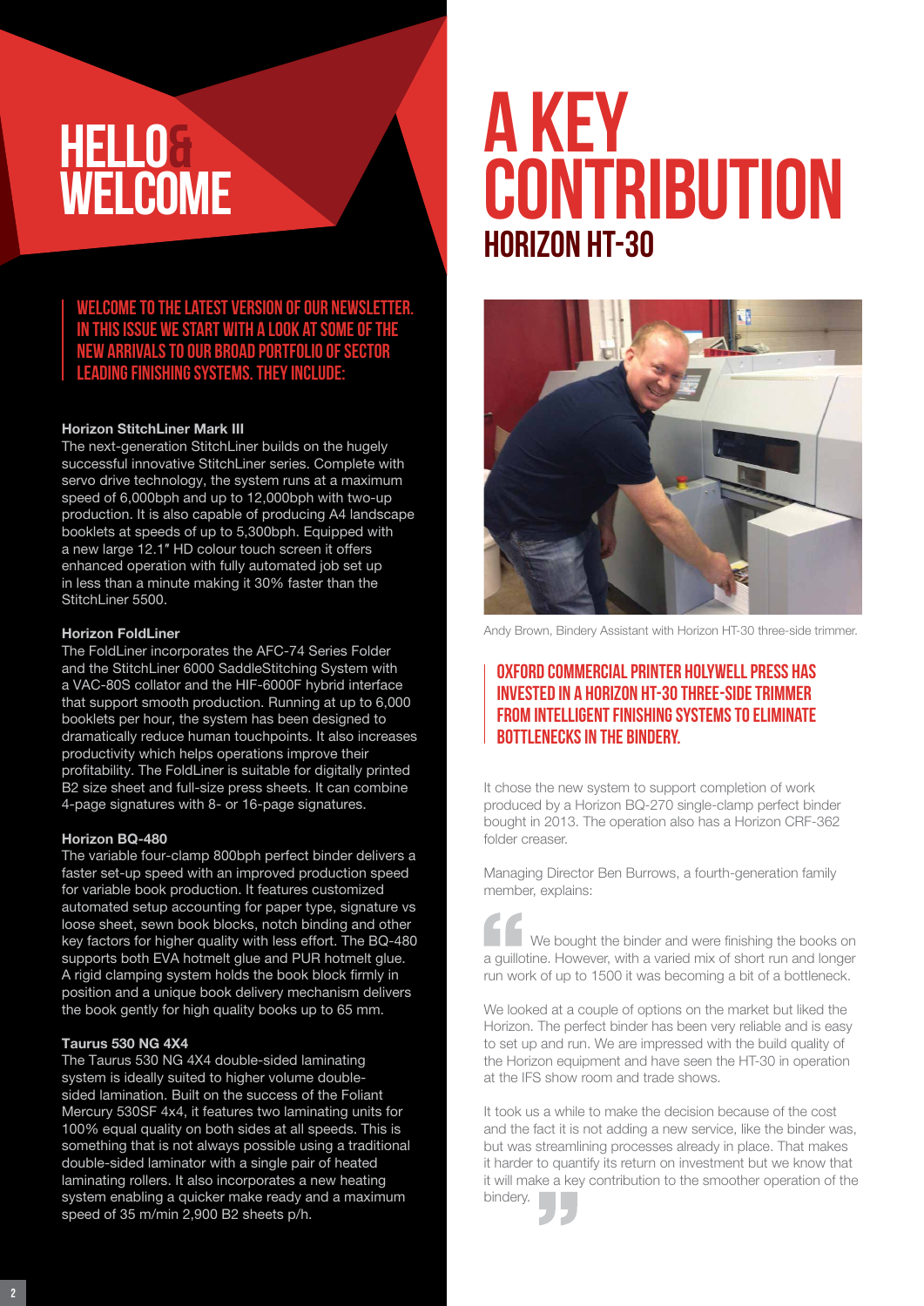# HELLO & WELCOME

**WELCOME TO THE LATEST VERSION OF OUR NEWSLETTER. IN THIS ISSUE WE START WITH A LOOK AT SOME OF THE NEW ARRIVALS TO OUR BROAD PORTFOLIO OF SECTOR LEADING FINISHING SYSTEMS. THEY INCLUDE:**

**Horizon StitchLiner Mark III**

The next-generation StitchLiner builds on the hugely successful innovative StitchLiner series. Complete with servo drive technology, the system runs at a maximum speed of 6,000bph and up to 12,000bph with two-up production. It is also capable of producing A4 landscape booklets at speeds of up to 5,300bph. Equipped with a new large 12.1″ HD colour touch screen it offers enhanced operation with fully automated job set up in less than a minute making it 30% faster than the StitchLiner 5500.

**Horizon FoldLiner**

The FoldLiner incorporates the AFC-74 Series Folder and the StitchLiner 6000 SaddleStitching System with a VAC-80S collator and the HIF-6000F hybrid interface that support smooth production. Running at up to 6,000 booklets per hour, the system has been designed to dramatically reduce human touchpoints. It also increases productivity which helps operations improve their profitability. The FoldLiner is suitable for digitally printed B2 size sheet and full-size press sheets. It can combine 4-page signatures with 8- or 16-page signatures.

**Horizon BQ-480**

The variable four-clamp 800bph perfect binder delivers a faster set-up speed with an improved production speed for variable book production. It features customized automated setup accounting for paper type, signature vs loose sheet, sewn book blocks, notch binding and other key factors for higher quality with less effort. The BQ-480 supports both EVA hotmelt glue and PUR hotmelt glue. A rigid clamping system holds the book block firmly in position and a unique book delivery mechanism delivers the book gently for high quality books up to 65 mm.

**Taurus 530 NG 4X4**

The Taurus 530 NG 4X4 double-sided laminating system is ideally suited to higher volume double-sided lamination. Built on the success of the Foliant Mercury 530SF 4x4, it features two laminating units for 100% equal quality on both sides at all speeds. This is something that is not always possible using a traditional double-sided laminator with a single pair of heated laminating rollers. It also incorporates a new heating system enabling a quicker make ready and a maximum speed of 35 m/min 2,900 B2 sheets p/h.

# A KEY CONTRIBUTION

## HORIZON HT-30

Andy Brown, Bindery Assistant with Horizon HT-30 three-side trimmer.

**OXFORD COMMERCIAL PRINTER HOLYWELL PRESS HAS INVESTED IN A HORIZON HT-30 THREE-SIDE TRIMMER FROM INTELLIGENT FINISHING SYSTEMS TO ELIMINATE BOTTLENECKS IN THE BINDERY.**

It chose the new system to support completion of work produced by a Horizon BQ-270 single-clamp perfect binder bought in 2013. The operation also has a Horizon CRF-362 folder creaser.

Managing Director Ben Burrows, a fourth-generation family member, explains:

"We bought the binder and were finishing the books on a guillotine. However, with a varied mix of short run and longer run work of up to 1500 it was becoming a bit of a bottleneck.

We looked at a couple of options on the market but liked the Horizon. The perfect binder has been very reliable and is easy to set up and run. We are impressed with the build quality of the Horizon equipment and have seen the HT-30 in operation at the IFS show room and trade shows.

It took us a while to make the decision because of the cost and the fact it is not adding a new service, like the binder was, but was streamlining processes already in place. That makes it harder to quantify its return on investment but we know that it will make a key contribution to the smoother operation of the bindery."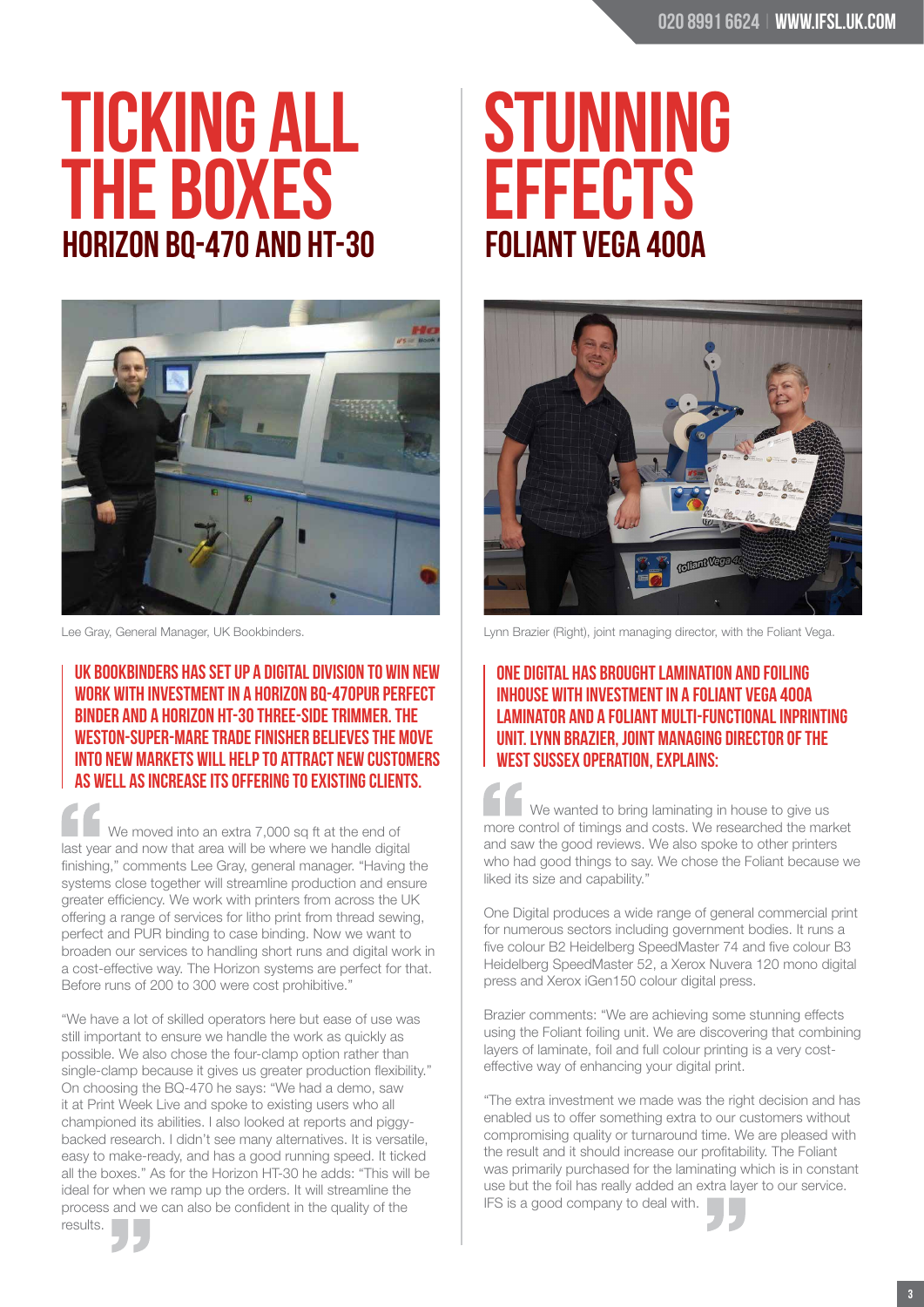# TICKING ALL THE BOXES

## HORIZON BQ-470 AND HT-30

Lee Gray, General Manager, UK Bookbinders.

**UK BOOKBINDERS HAS SET UP A DIGITAL DIVISION TO WIN NEW WORK WITH INVESTMENT IN A HORIZON BQ-470PUR PERFECT BINDER AND A HORIZON HT-30 THREE-SIDE TRIMMER. THE WESTON-SUPER-MARE TRADE FINISHER BELIEVES THE MOVE INTO NEW MARKETS WILL HELP TO ATTRACT NEW CUSTOMERS AS WELL AS INCREASE ITS OFFERING TO EXISTING CLIENTS.**

"We moved into an extra 7,000 sq ft at the end of last year and now that area will be where we handle digital finishing," comments Lee Gray, general manager. "Having the systems close together will streamline production and ensure greater efficiency. We work with printers from across the UK offering a range of services for litho print from thread sewing, perfect and PUR binding to case binding. Now we want to broaden our services to handling short runs and digital work in a cost-effective way. The Horizon systems are perfect for that. Before runs of 200 to 300 were cost prohibitive."

"We have a lot of skilled operators here but ease of use was still important to ensure we handle the work as quickly as possible. We also chose the four-clamp option rather than single-clamp because it gives us greater production flexibility." On choosing the BQ-470 he says: "We had a demo, saw it at Print Week Live and spoke to existing users who all championed its abilities. I also looked at reports and piggy-backed research. I didn't see many alternatives. It is versatile, easy to make-ready, and has a good running speed. It ticked all the boxes." As for the Horizon HT-30 he adds: "This will be ideal for when we ramp up the orders. It will streamline the process and we can also be confident in the quality of the results."

# STUNNING EFFECTS

## FOLIANT VEGA 400A

Lynn Brazier (Right), joint managing director, with the Foliant Vega.

**ONE DIGITAL HAS BROUGHT LAMINATION AND FOILING INHOUSE WITH INVESTMENT IN A FOLIANT VEGA 400A LAMINATOR AND A FOLIANT MULTI-FUNCTIONAL INPRINTING UNIT. LYNN BRAZIER, JOINT MANAGING DIRECTOR OF THE WEST SUSSEX OPERATION, EXPLAINS:**

"We wanted to bring laminating in house to give us more control of timings and costs. We researched the market and saw the good reviews. We also spoke to other printers who had good things to say. We chose the Foliant because we liked its size and capability."

One Digital produces a wide range of general commercial print for numerous sectors including government bodies. It runs a five colour B2 Heidelberg SpeedMaster 74 and five colour B3 Heidelberg SpeedMaster 52, a Xerox Nuvera 120 mono digital press and Xerox iGen150 colour digital press.

Brazier comments: "We are achieving some stunning effects using the Foliant foiling unit. We are discovering that combining layers of laminate, foil and full colour printing is a very cost-effective way of enhancing your digital print.

"The extra investment we made was the right decision and has enabled us to offer something extra to our customers without compromising quality or turnaround time. We are pleased with the result and it should increase our profitability. The Foliant was primarily purchased for the laminating which is in constant use but the foil has really added an extra layer to our service. IFS is a good company to deal with."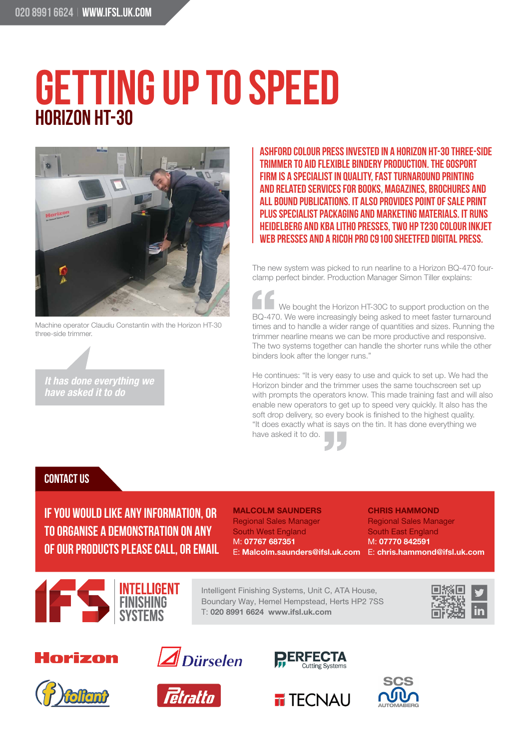# GETTING UP TO SPEED

## HORIZON HT-30

Machine operator Claudiu Constantin with the Horizon HT-30 three-side trimmer.

*It has done everything we have asked it to do*

**ASHFORD COLOUR PRESS INVESTED IN A HORIZON HT-30 THREE-SIDE TRIMMER TO AID FLEXIBLE BINDERY PRODUCTION. THE GOSPORT FIRM IS A SPECIALIST IN QUALITY, FAST TURNAROUND PRINTING AND RELATED SERVICES FOR BOOKS, MAGAZINES, BROCHURES AND ALL BOUND PUBLICATIONS. IT ALSO PROVIDES POINT OF SALE PRINT PLUS SPECIALIST PACKAGING AND MARKETING MATERIALS. IT RUNS HEIDELBERG AND KBA LITHO PRESSES, TWO HP T230 COLOUR INKJET WEB PRESSES AND A RICOH PRO C9100 SHEETFED DIGITAL PRESS.**

The new system was picked to run nearline to a Horizon BQ-470 four-clamp perfect binder. Production Manager Simon Tiller explains:

We bought the Horizon HT-30C to support production on the BQ-470. We were increasingly being asked to meet faster turnaround times and to handle a wider range of quantities and sizes. Running the trimmer nearline means we can be more productive and responsive. The two systems together can handle the shorter runs while the other binders look after the longer runs."

He continues: "It is very easy to use and quick to set up. We had the Horizon binder and the trimmer uses the same touchscreen set up with prompts the operators know. This made training fast and will also enable new operators to get up to speed very quickly. It also has the soft drop delivery, so every book is finished to the highest quality. "It does exactly what is says on the tin. It has done everything we have asked it to do.

## CONTACT US

**IF YOU WOULD LIKE ANY INFORMATION, OR TO ORGANISE A DEMONSTRATION ON ANY OF OUR PRODUCTS PLEASE CALL, OR EMAIL**

**MALCOLM SAUNDERS**
Regional Sales Manager
South West England
M: **07767 687351**
E: **Malcolm.saunders@ifsl.uk.com**

**CHRIS HAMMOND**
Regional Sales Manager
South East England
M: **07770 842591**
E: **chris.hammond@ifsl.uk.com**

INTELLIGENT FINISHING SYSTEMS

Intelligent Finishing Systems, Unit C, ATA House, Boundary Way, Hemel Hempstead, Herts HP2 7SS
T: **020 8991 6624 www.ifsl.uk.com**

Horizon | Dürselen | PERFECTA Cutting Systems | foliant | Petratto | TECNAU | SCS AUTOMABERG